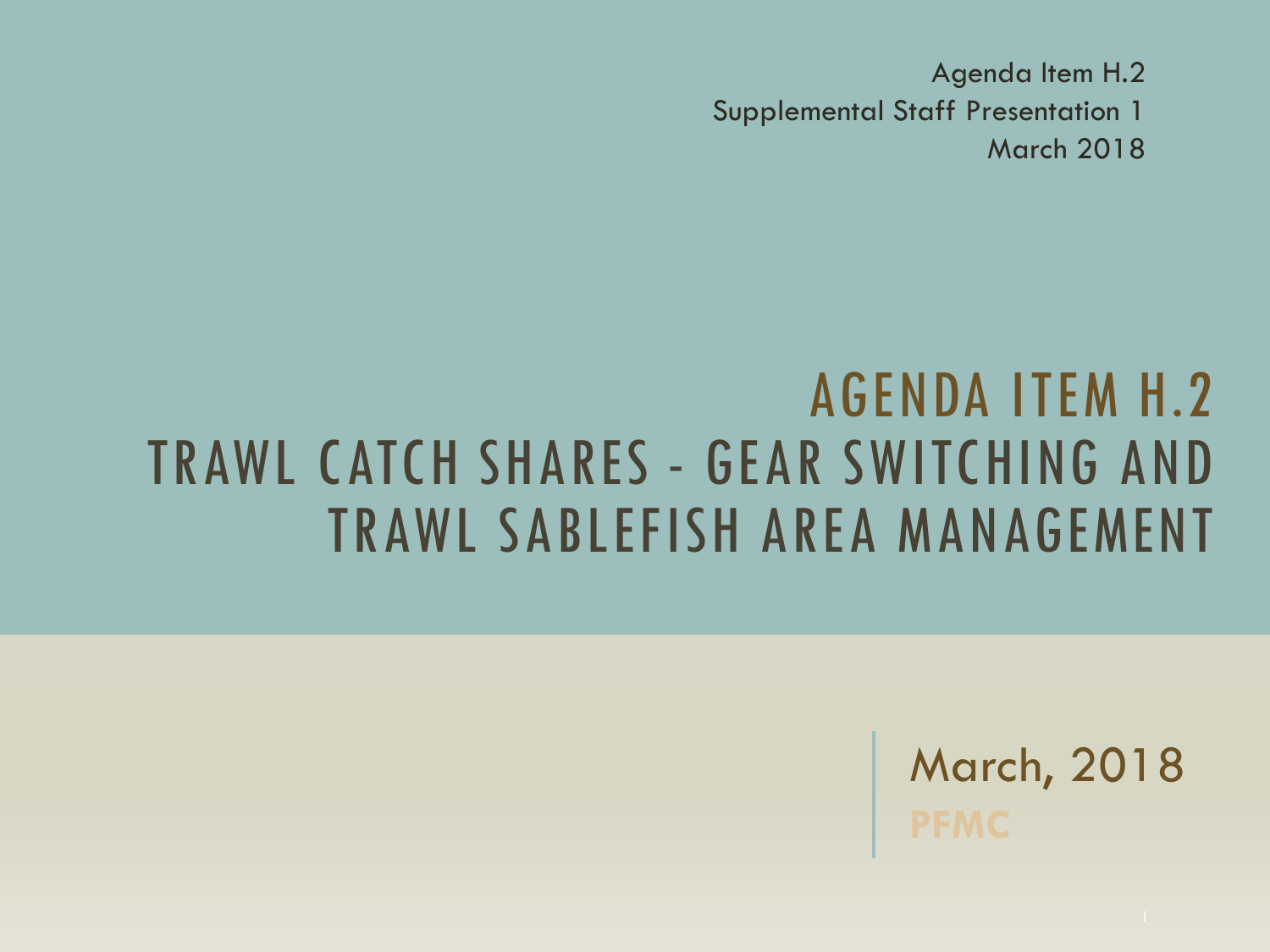Agenda Item H.2
Supplemental Staff Presentation 1
March 2018

# AGENDA ITEM H.2 TRAWL CATCH SHARES - GEAR SWITCHING AND TRAWL SABLEFISH AREA MANAGEMENT

March, 2018

**PFMC**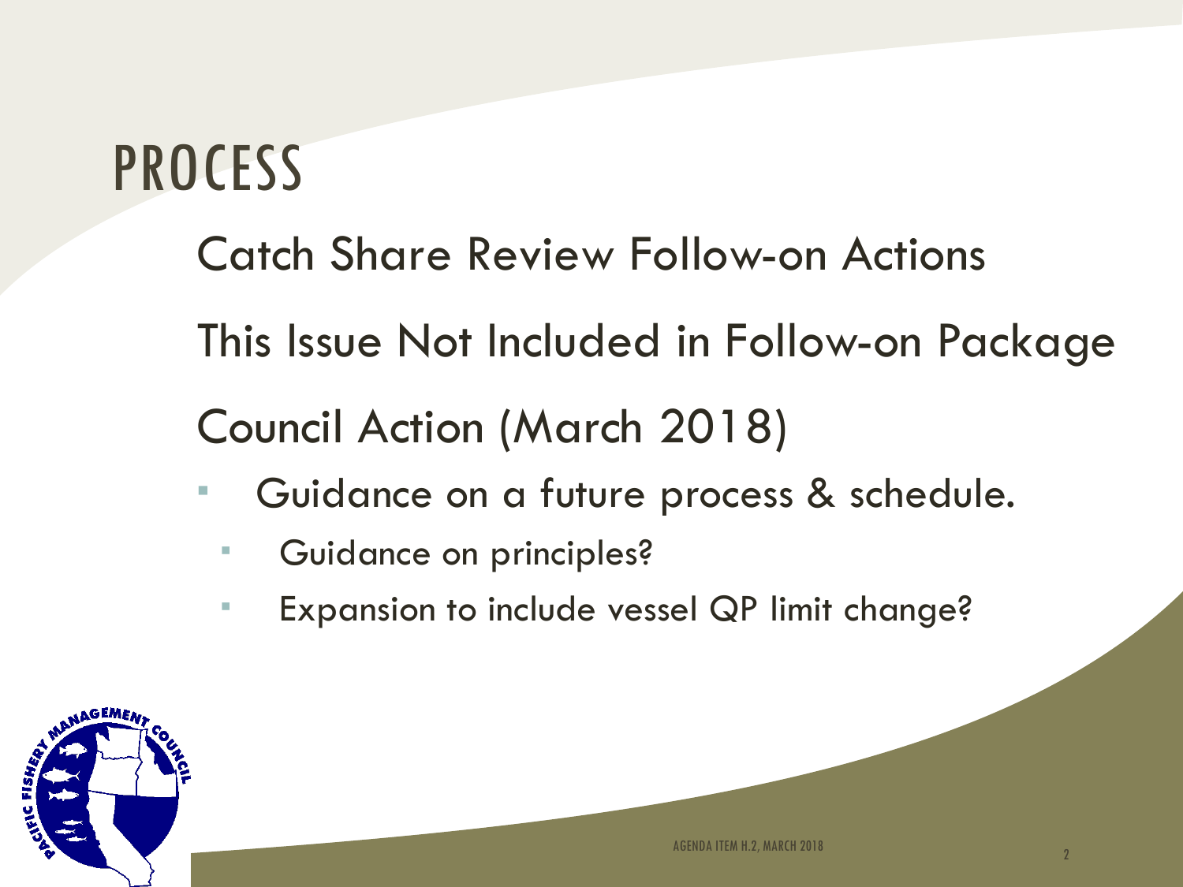# PROCESS

Catch Share Review Follow-on Actions

This Issue Not Included in Follow-on Package

Council Action (March 2018)

- Guidance on a future process & schedule.
  - Guidance on principles?
  - Expansion to include vessel QP limit change?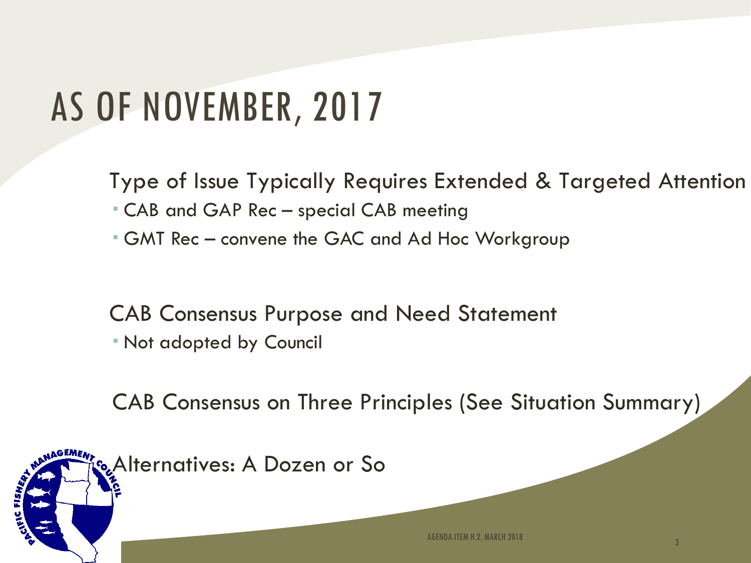# AS OF NOVEMBER, 2017

Type of Issue Typically Requires Extended & Targeted Attention

- CAB and GAP Rec – special CAB meeting
- GMT Rec – convene the GAC and Ad Hoc Workgroup

CAB Consensus Purpose and Need Statement

- Not adopted by Council

CAB Consensus on Three Principles (See Situation Summary)

Alternatives: A Dozen or So

AGENDA ITEM H.2, MARCH 2018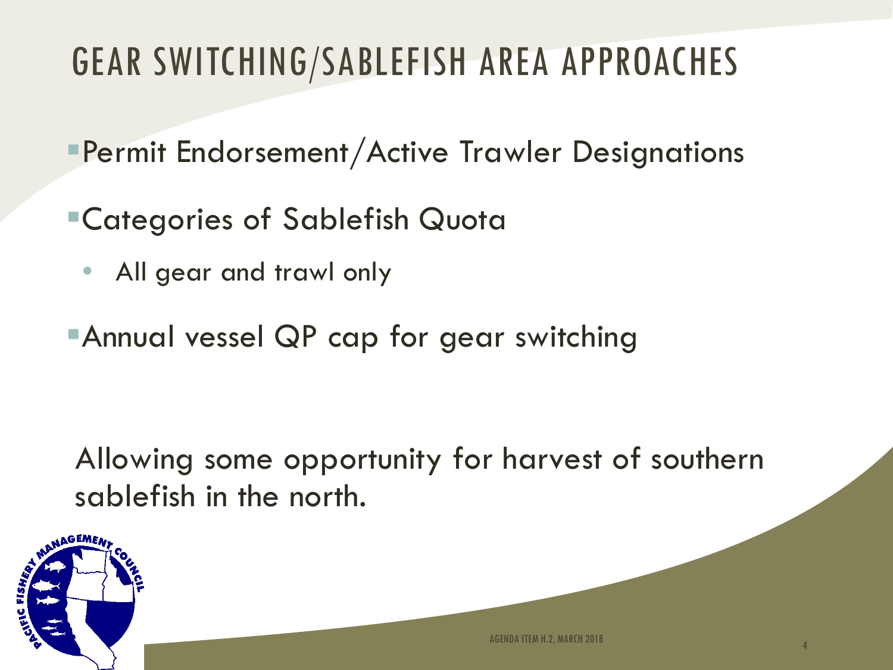# GEAR SWITCHING/SABLEFISH AREA APPROACHES

- Permit Endorsement/Active Trawler Designations
- Categories of Sablefish Quota
  - All gear and trawl only
- Annual vessel QP cap for gear switching

Allowing some opportunity for harvest of southern sablefish in the north.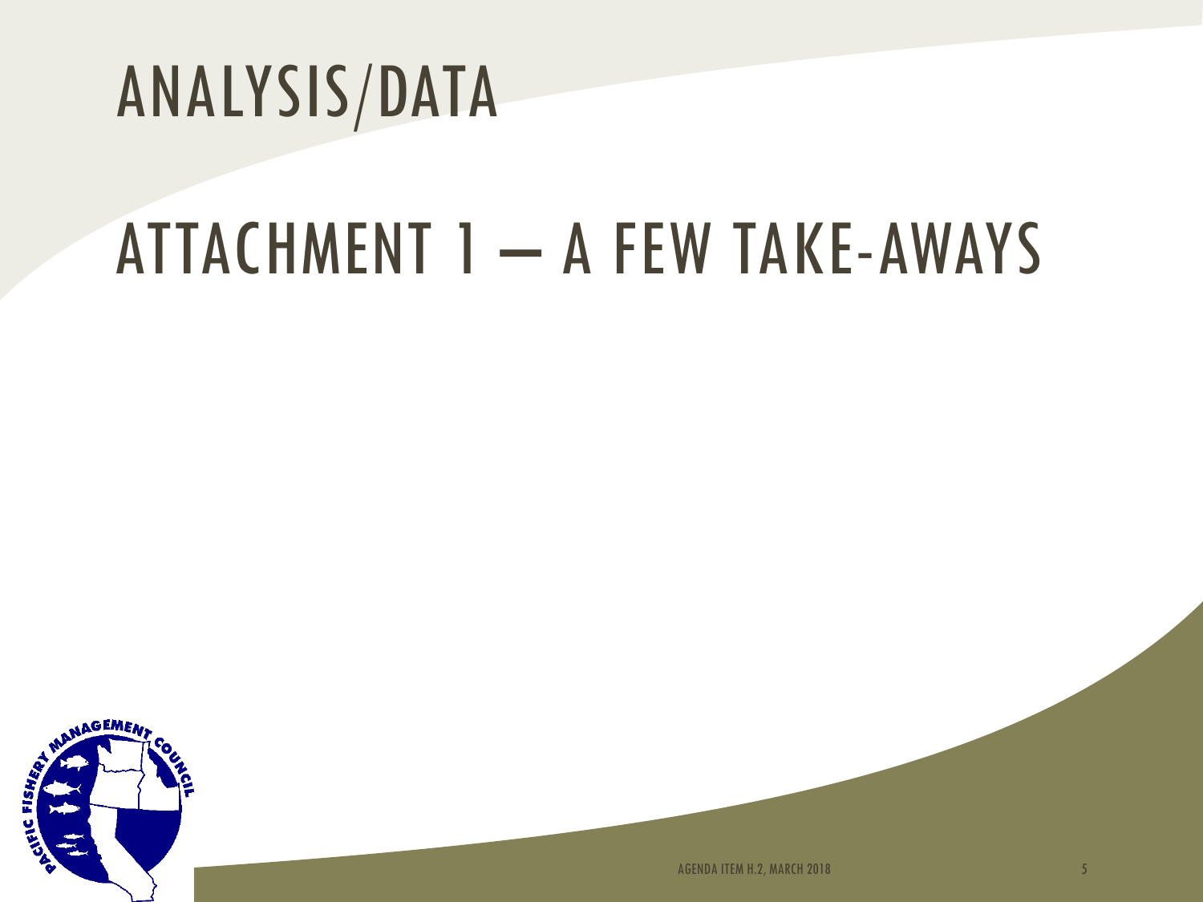# ANALYSIS/DATA

## ATTACHMENT 1 – A FEW TAKE-AWAYS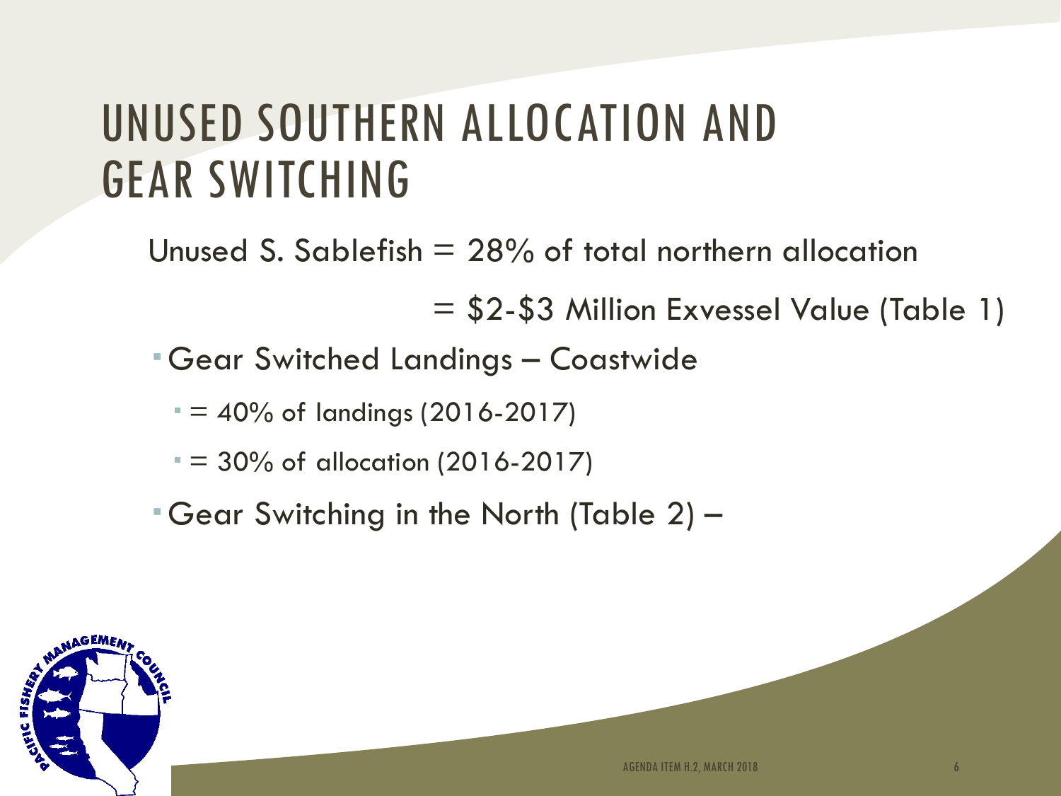# UNUSED SOUTHERN ALLOCATION AND GEAR SWITCHING

Unused S. Sablefish = 28% of total northern allocation

= \$2-\$3 Million Exvessel Value (Table 1)

- Gear Switched Landings – Coastwide
  - = 40% of landings (2016-2017)
  - = 30% of allocation (2016-2017)
- Gear Switching in the North (Table 2) –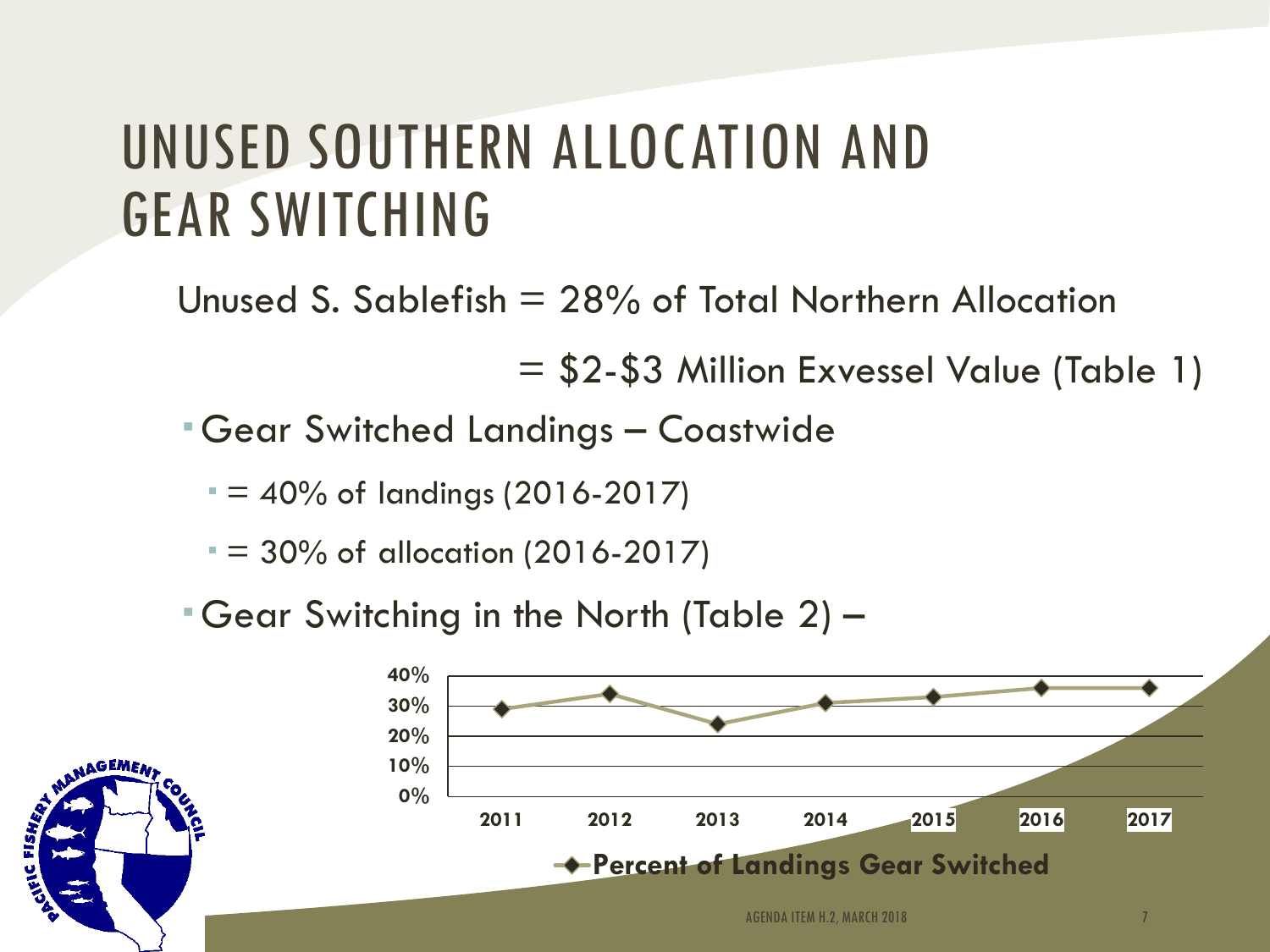# UNUSED SOUTHERN ALLOCATION AND GEAR SWITCHING

Unused S. Sablefish = 28% of Total Northern Allocation

= \$2-\$3 Million Exvessel Value (Table 1)

- Gear Switched Landings – Coastwide
  - = 40% of landings (2016-2017)
  - = 30% of allocation (2016-2017)
- Gear Switching in the North (Table 2) –

40%
30%
20%
10%
0%

2011 2012 2013 2014 2015 2016 2017

Percent of Landings Gear Switched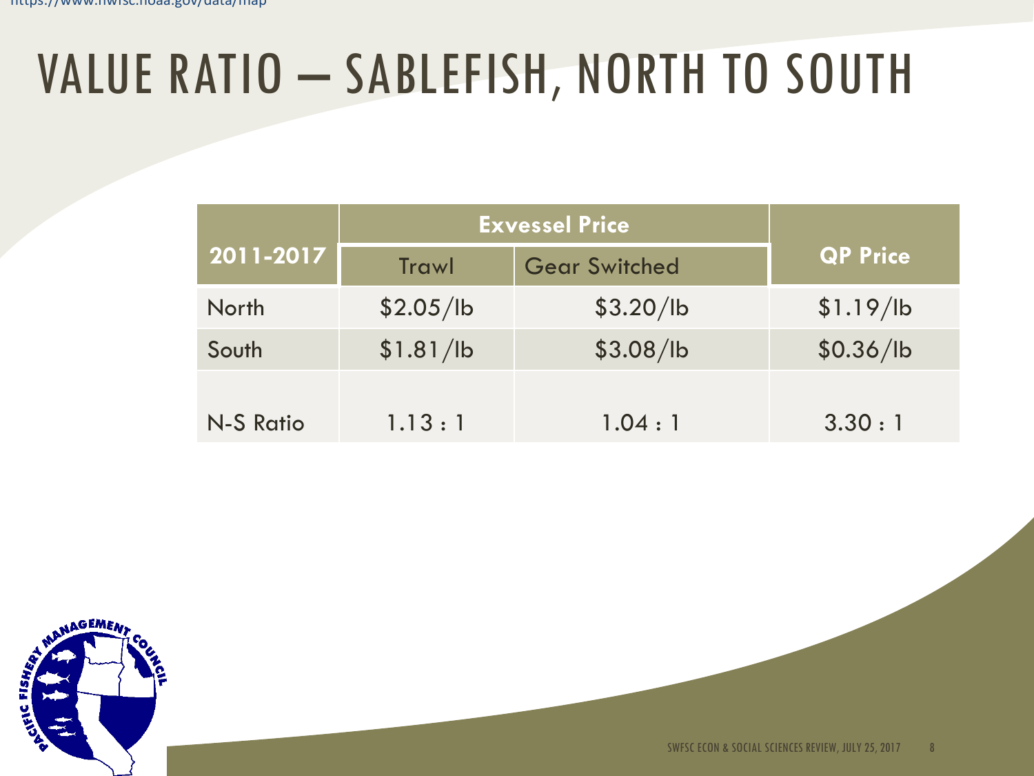# VALUE RATIO – SABLEFISH, NORTH TO SOUTH

| 2011-2017 | Exvessel Price | | QP Price |
|---|---|---|---|
| | Trawl | Gear Switched | |
| North | $2.05/lb | $3.20/lb | $1.19/lb |
| South | $1.81/lb | $3.08/lb | $0.36/lb |
| N-S Ratio | 1.13 : 1 | 1.04 : 1 | 3.30 : 1 |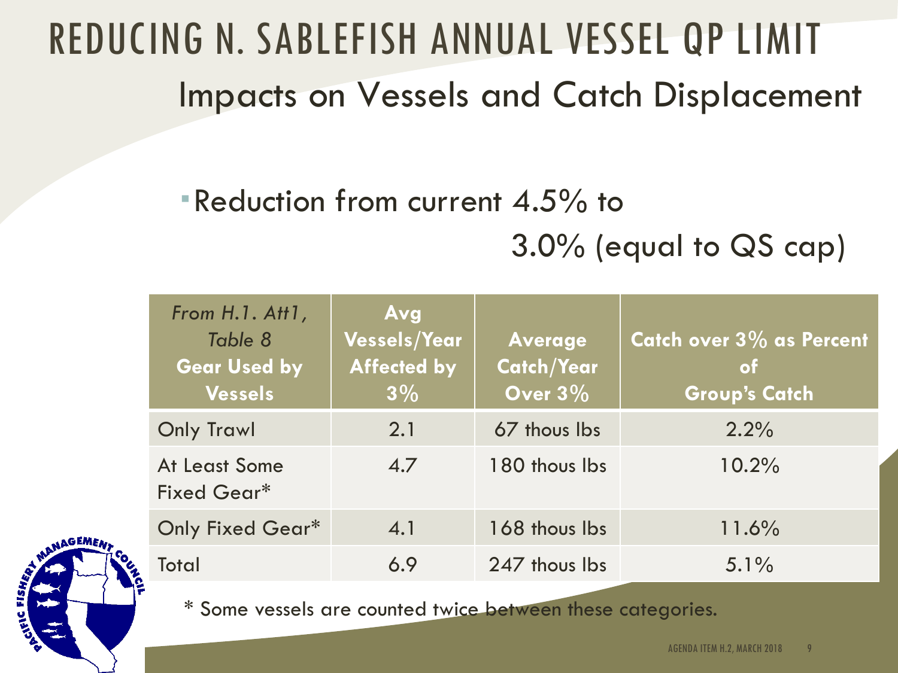# REDUCING N. SABLEFISH ANNUAL VESSEL QP LIMIT

## Impacts on Vessels and Catch Displacement

- Reduction from current 4.5% to 3.0% (equal to QS cap)

| *From H.1. Att1, Table 8* **Gear Used by Vessels** | **Avg Vessels/Year Affected by 3%** | **Average Catch/Year Over 3%** | **Catch over 3% as Percent of Group's Catch** |
|---|---|---|---|
| Only Trawl | 2.1 | 67 thous lbs | 2.2% |
| At Least Some Fixed Gear* | 4.7 | 180 thous lbs | 10.2% |
| Only Fixed Gear* | 4.1 | 168 thous lbs | 11.6% |
| Total | 6.9 | 247 thous lbs | 5.1% |

\* Some vessels are counted twice between these categories.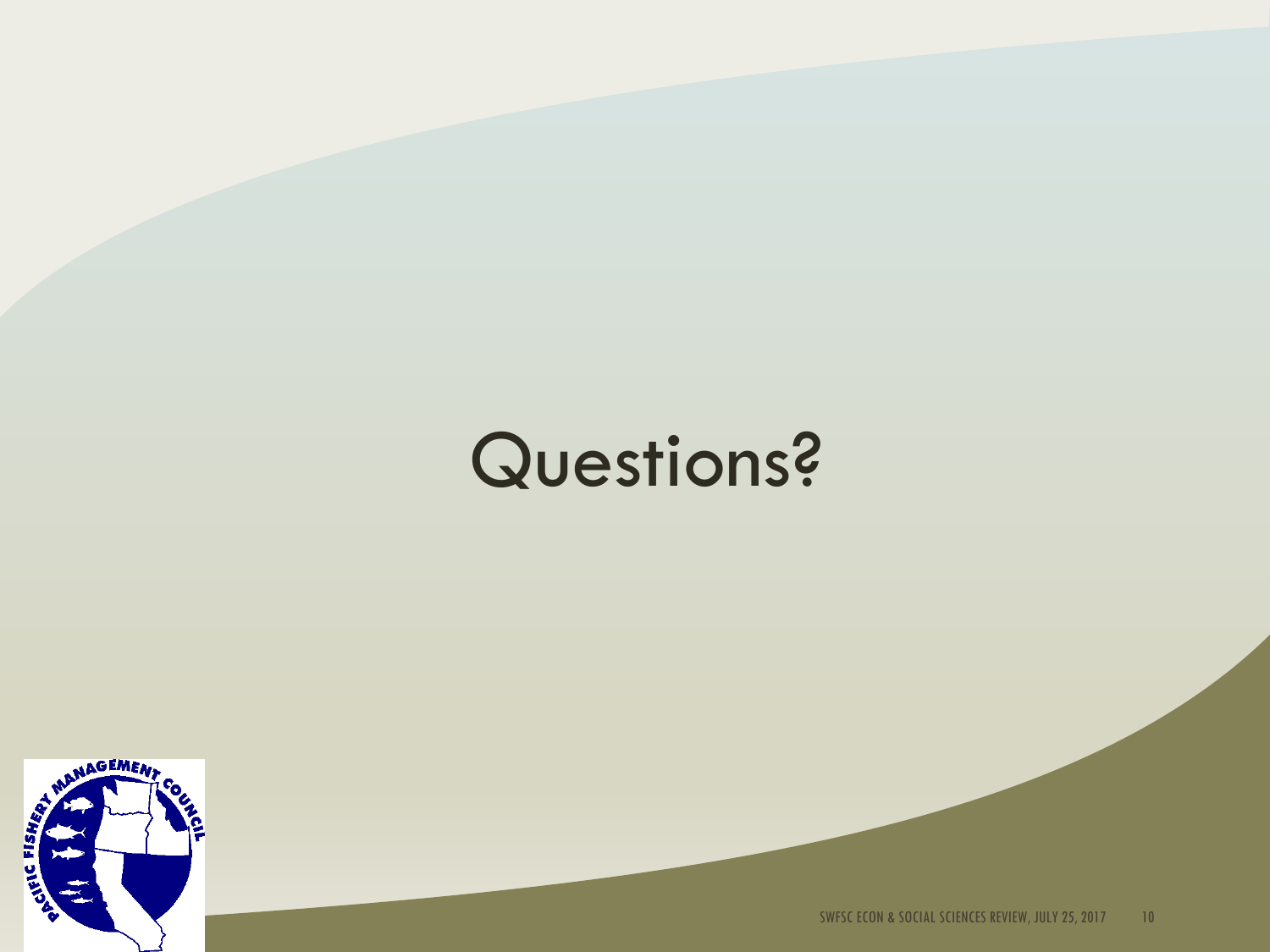# Questions?